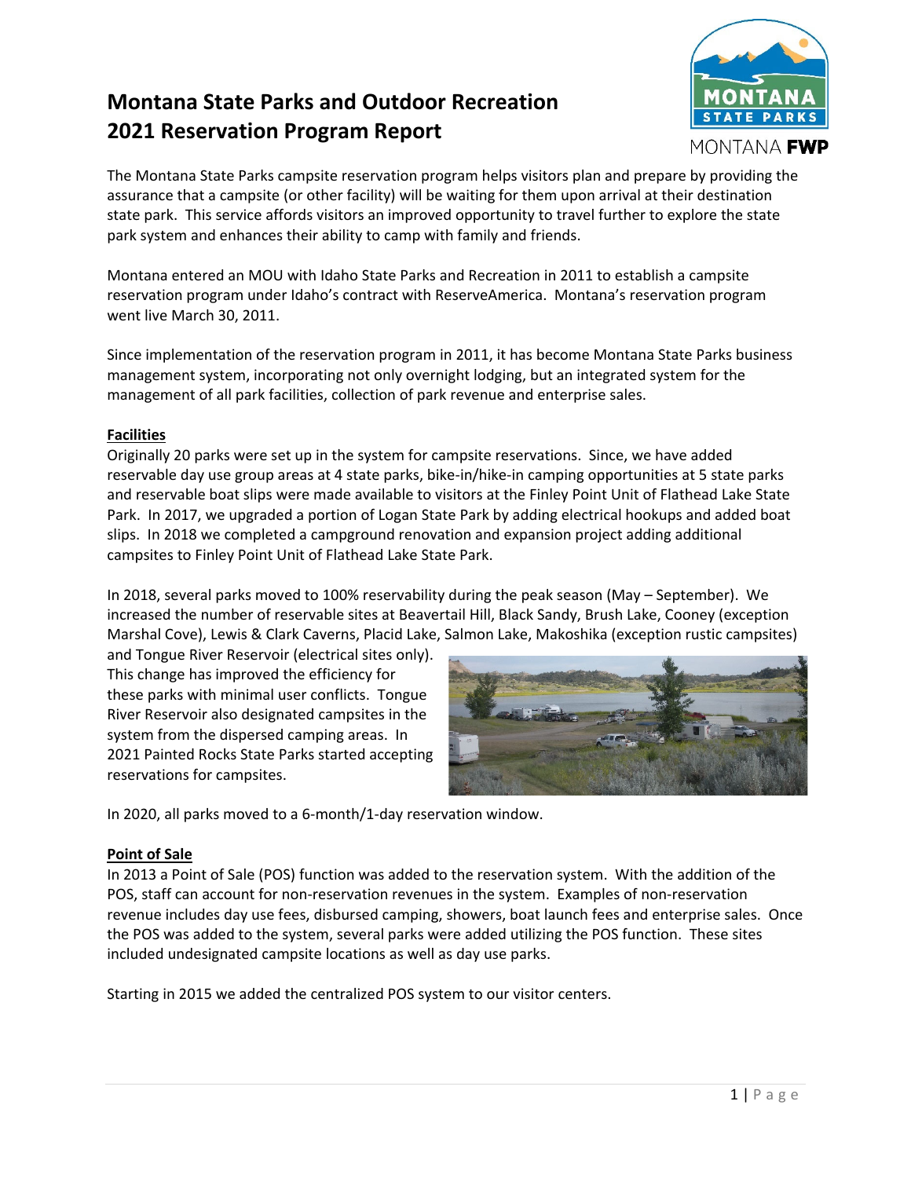# Montana State Parks and Outdoor Recreation 2021 Reservation Program Report

The Montana State Parks campsite reservation program helps visitors plan and prepare by providing the assurance that a campsite (or other facility) will be waiting for them upon arrival at their destination state park. This service affords visitors an improved opportunity to travel further to explore the state park system and enhances their ability to camp with family and friends.

Montana entered an MOU with Idaho State Parks and Recreation in 2011 to establish a campsite reservation program under Idaho's contract with ReserveAmerica. Montana's reservation program went live March 30, 2011.

Since implementation of the reservation program in 2011, it has become Montana State Parks business management system, incorporating not only overnight lodging, but an integrated system for the management of all park facilities, collection of park revenue and enterprise sales.

## Facilities

Originally 20 parks were set up in the system for campsite reservations. Since, we have added reservable day use group areas at 4 state parks, bike-in/hike-in camping opportunities at 5 state parks and reservable boat slips were made available to visitors at the Finley Point Unit of Flathead Lake State Park. In 2017, we upgraded a portion of Logan State Park by adding electrical hookups and added boat slips. In 2018 we completed a campground renovation and expansion project adding additional campsites to Finley Point Unit of Flathead Lake State Park.

In 2018, several parks moved to 100% reservability during the peak season (May – September). We increased the number of reservable sites at Beavertail Hill, Black Sandy, Brush Lake, Cooney (exception Marshal Cove), Lewis & Clark Caverns, Placid Lake, Salmon Lake, Makoshika (exception rustic campsites) and Tongue River Reservoir (electrical sites only). This change has improved the efficiency for these parks with minimal user conflicts. Tongue River Reservoir also designated campsites in the system from the dispersed camping areas. In 2021 Painted Rocks State Parks started accepting reservations for campsites.

In 2020, all parks moved to a 6-month/1-day reservation window.

## Point of Sale

In 2013 a Point of Sale (POS) function was added to the reservation system. With the addition of the POS, staff can account for non-reservation revenues in the system. Examples of non-reservation revenue includes day use fees, disbursed camping, showers, boat launch fees and enterprise sales. Once the POS was added to the system, several parks were added utilizing the POS function. These sites included undesignated campsite locations as well as day use parks.

Starting in 2015 we added the centralized POS system to our visitor centers.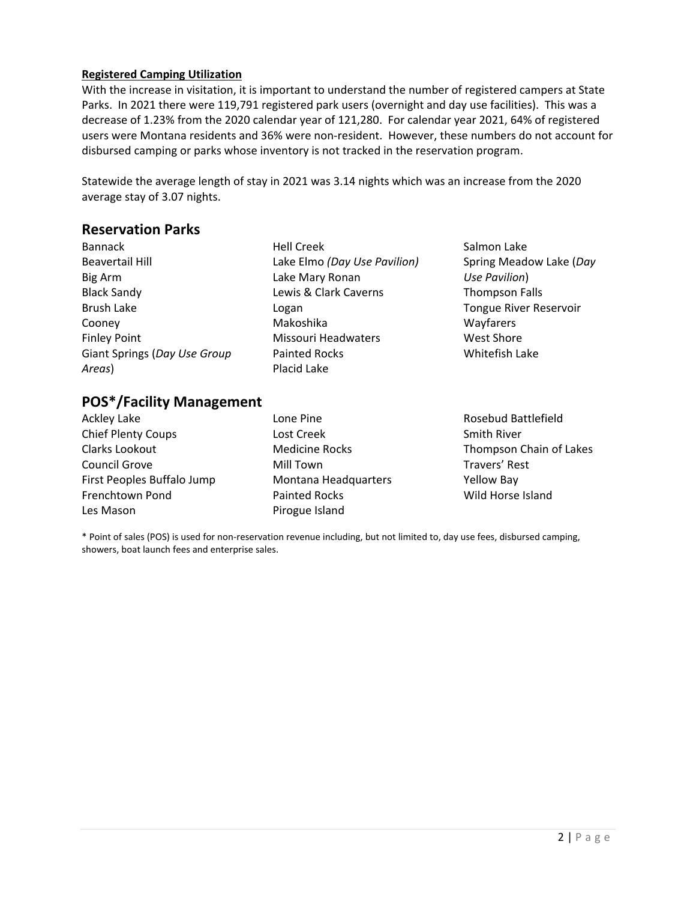**Registered Camping Utilization**

With the increase in visitation, it is important to understand the number of registered campers at State Parks. In 2021 there were 119,791 registered park users (overnight and day use facilities). This was a decrease of 1.23% from the 2020 calendar year of 121,280. For calendar year 2021, 64% of registered users were Montana residents and 36% were non-resident. However, these numbers do not account for disbursed camping or parks whose inventory is not tracked in the reservation program.

Statewide the average length of stay in 2021 was 3.14 nights which was an increase from the 2020 average stay of 3.07 nights.

## Reservation Parks

Bannack
Beavertail Hill
Big Arm
Black Sandy
Brush Lake
Cooney
Finley Point
Giant Springs (*Day Use Group Areas*)
Hell Creek
Lake Elmo *(Day Use Pavilion)*
Lake Mary Ronan
Lewis & Clark Caverns
Logan
Makoshika
Missouri Headwaters
Painted Rocks
Placid Lake
Salmon Lake
Spring Meadow Lake (*Day Use Pavilion*)
Thompson Falls
Tongue River Reservoir
Wayfarers
West Shore
Whitefish Lake

## POS*/Facility Management

Ackley Lake
Chief Plenty Coups
Clarks Lookout
Council Grove
First Peoples Buffalo Jump
Frenchtown Pond
Les Mason
Lone Pine
Lost Creek
Medicine Rocks
Mill Town
Montana Headquarters
Painted Rocks
Pirogue Island
Rosebud Battlefield
Smith River
Thompson Chain of Lakes
Travers' Rest
Yellow Bay
Wild Horse Island

\* Point of sales (POS) is used for non-reservation revenue including, but not limited to, day use fees, disbursed camping, showers, boat launch fees and enterprise sales.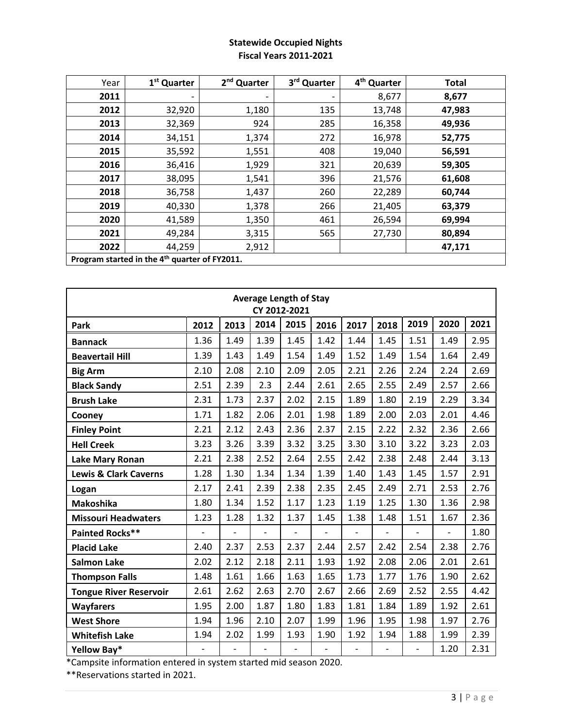**Statewide Occupied Nights**
**Fiscal Years 2011-2021**

| Year | 1st Quarter | 2nd Quarter | 3rd Quarter | 4th Quarter | Total |
|---|---|---|---|---|---|
| **2011** | - | - | - | 8,677 | **8,677** |
| **2012** | 32,920 | 1,180 | 135 | 13,748 | **47,983** |
| **2013** | 32,369 | 924 | 285 | 16,358 | **49,936** |
| **2014** | 34,151 | 1,374 | 272 | 16,978 | **52,775** |
| **2015** | 35,592 | 1,551 | 408 | 19,040 | **56,591** |
| **2016** | 36,416 | 1,929 | 321 | 20,639 | **59,305** |
| **2017** | 38,095 | 1,541 | 396 | 21,576 | **61,608** |
| **2018** | 36,758 | 1,437 | 260 | 22,289 | **60,744** |
| **2019** | 40,330 | 1,378 | 266 | 21,405 | **63,379** |
| **2020** | 41,589 | 1,350 | 461 | 26,594 | **69,994** |
| **2021** | 49,284 | 3,315 | 565 | 27,730 | **80,894** |
| **2022** | 44,259 | 2,912 | | | **47,171** |
| **Program started in the 4th quarter of FY2011.** | | | | | |

| **Average Length of Stay CY 2012-2021** | | | | | | | | | | |
|---|---|---|---|---|---|---|---|---|---|---|
| **Park** | **2012** | **2013** | **2014** | **2015** | **2016** | **2017** | **2018** | **2019** | **2020** | **2021** |
| **Bannack** | 1.36 | 1.49 | 1.39 | 1.45 | 1.42 | 1.44 | 1.45 | 1.51 | 1.49 | 2.95 |
| **Beavertail Hill** | 1.39 | 1.43 | 1.49 | 1.54 | 1.49 | 1.52 | 1.49 | 1.54 | 1.64 | 2.49 |
| **Big Arm** | 2.10 | 2.08 | 2.10 | 2.09 | 2.05 | 2.21 | 2.26 | 2.24 | 2.24 | 2.69 |
| **Black Sandy** | 2.51 | 2.39 | 2.3 | 2.44 | 2.61 | 2.65 | 2.55 | 2.49 | 2.57 | 2.66 |
| **Brush Lake** | 2.31 | 1.73 | 2.37 | 2.02 | 2.15 | 1.89 | 1.80 | 2.19 | 2.29 | 3.34 |
| **Cooney** | 1.71 | 1.82 | 2.06 | 2.01 | 1.98 | 1.89 | 2.00 | 2.03 | 2.01 | 4.46 |
| **Finley Point** | 2.21 | 2.12 | 2.43 | 2.36 | 2.37 | 2.15 | 2.22 | 2.32 | 2.36 | 2.66 |
| **Hell Creek** | 3.23 | 3.26 | 3.39 | 3.32 | 3.25 | 3.30 | 3.10 | 3.22 | 3.23 | 2.03 |
| **Lake Mary Ronan** | 2.21 | 2.38 | 2.52 | 2.64 | 2.55 | 2.42 | 2.38 | 2.48 | 2.44 | 3.13 |
| **Lewis & Clark Caverns** | 1.28 | 1.30 | 1.34 | 1.34 | 1.39 | 1.40 | 1.43 | 1.45 | 1.57 | 2.91 |
| **Logan** | 2.17 | 2.41 | 2.39 | 2.38 | 2.35 | 2.45 | 2.49 | 2.71 | 2.53 | 2.76 |
| **Makoshika** | 1.80 | 1.34 | 1.52 | 1.17 | 1.23 | 1.19 | 1.25 | 1.30 | 1.36 | 2.98 |
| **Missouri Headwaters** | 1.23 | 1.28 | 1.32 | 1.37 | 1.45 | 1.38 | 1.48 | 1.51 | 1.67 | 2.36 |
| **Painted Rocks**** | - | - | - | - | - | - | - | - | - | 1.80 |
| **Placid Lake** | 2.40 | 2.37 | 2.53 | 2.37 | 2.44 | 2.57 | 2.42 | 2.54 | 2.38 | 2.76 |
| **Salmon Lake** | 2.02 | 2.12 | 2.18 | 2.11 | 1.93 | 1.92 | 2.08 | 2.06 | 2.01 | 2.61 |
| **Thompson Falls** | 1.48 | 1.61 | 1.66 | 1.63 | 1.65 | 1.73 | 1.77 | 1.76 | 1.90 | 2.62 |
| **Tongue River Reservoir** | 2.61 | 2.62 | 2.63 | 2.70 | 2.67 | 2.66 | 2.69 | 2.52 | 2.55 | 4.42 |
| **Wayfarers** | 1.95 | 2.00 | 1.87 | 1.80 | 1.83 | 1.81 | 1.84 | 1.89 | 1.92 | 2.61 |
| **West Shore** | 1.94 | 1.96 | 2.10 | 2.07 | 1.99 | 1.96 | 1.95 | 1.98 | 1.97 | 2.76 |
| **Whitefish Lake** | 1.94 | 2.02 | 1.99 | 1.93 | 1.90 | 1.92 | 1.94 | 1.88 | 1.99 | 2.39 |
| **Yellow Bay*** | - | - | - | - | - | - | - | - | 1.20 | 2.31 |

*Campsite information entered in system started mid season 2020.

**Reservations started in 2021.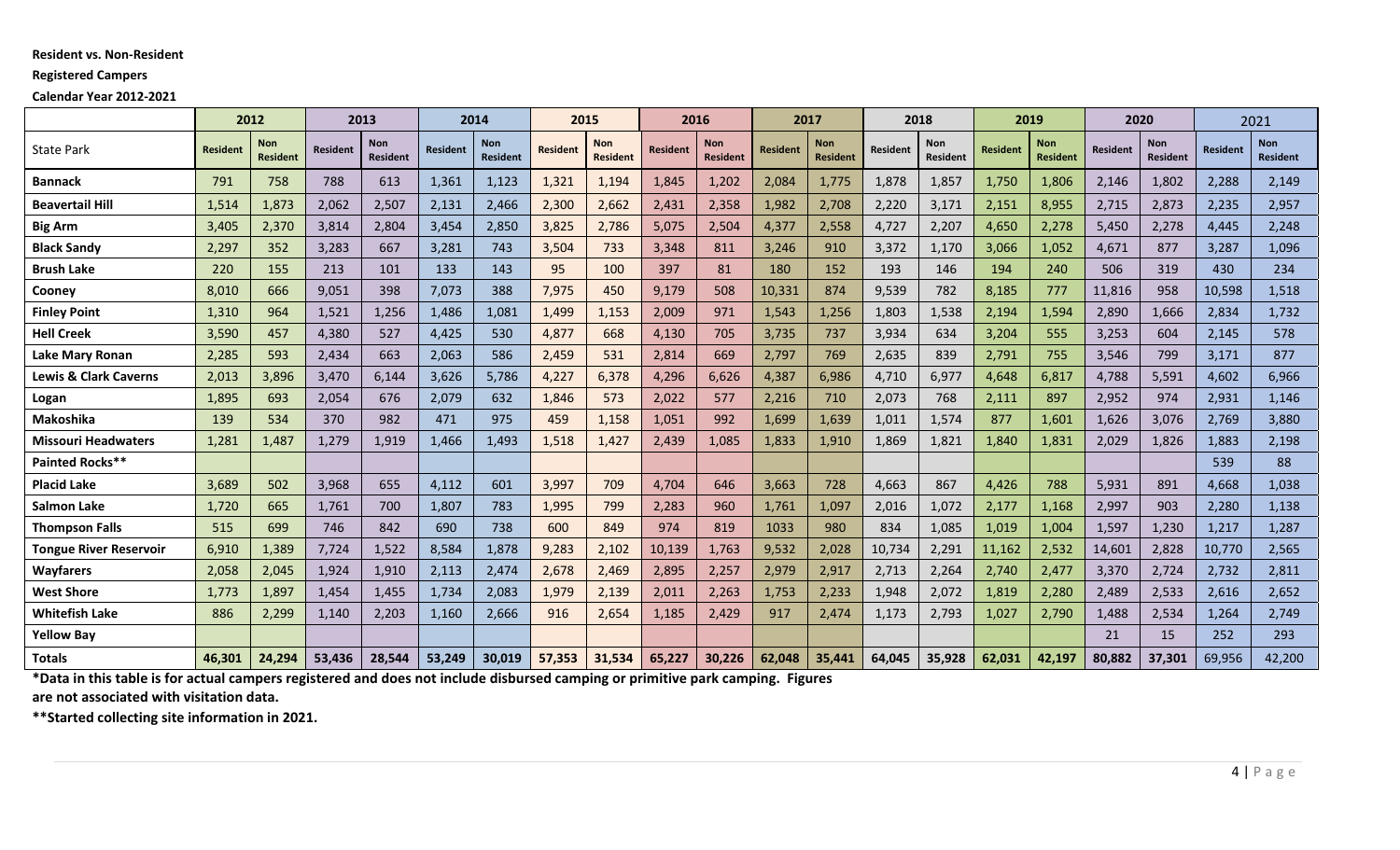**Resident vs. Non-Resident**

**Registered Campers**

**Calendar Year 2012-2021**

| | 2012 | | 2013 | | 2014 | | 2015 | | 2016 | | 2017 | | 2018 | | 2019 | | 2020 | | 2021 | |
|---|---|---|---|---|---|---|---|---|---|---|---|---|---|---|---|---|---|---|---|---|
| State Park | Resident | Non Resident | Resident | Non Resident | Resident | Non Resident | Resident | Non Resident | Resident | Non Resident | Resident | Non Resident | Resident | Non Resident | Resident | Non Resident | Resident | Non Resident | Resident | Non Resident |
| **Bannack** | 791 | 758 | 788 | 613 | 1,361 | 1,123 | 1,321 | 1,194 | 1,845 | 1,202 | 2,084 | 1,775 | 1,878 | 1,857 | 1,750 | 1,806 | 2,146 | 1,802 | 2,288 | 2,149 |
| **Beavertail Hill** | 1,514 | 1,873 | 2,062 | 2,507 | 2,131 | 2,466 | 2,300 | 2,662 | 2,431 | 2,358 | 1,982 | 2,708 | 2,220 | 3,171 | 2,151 | 8,955 | 2,715 | 2,873 | 2,235 | 2,957 |
| **Big Arm** | 3,405 | 2,370 | 3,814 | 2,804 | 3,454 | 2,850 | 3,825 | 2,786 | 5,075 | 2,504 | 4,377 | 2,558 | 4,727 | 2,207 | 4,650 | 2,278 | 5,450 | 2,278 | 4,445 | 2,248 |
| **Black Sandy** | 2,297 | 352 | 3,283 | 667 | 3,281 | 743 | 3,504 | 733 | 3,348 | 811 | 3,246 | 910 | 3,372 | 1,170 | 3,066 | 1,052 | 4,671 | 877 | 3,287 | 1,096 |
| **Brush Lake** | 220 | 155 | 213 | 101 | 133 | 143 | 95 | 100 | 397 | 81 | 180 | 152 | 193 | 146 | 194 | 240 | 506 | 319 | 430 | 234 |
| **Cooney** | 8,010 | 666 | 9,051 | 398 | 7,073 | 388 | 7,975 | 450 | 9,179 | 508 | 10,331 | 874 | 9,539 | 782 | 8,185 | 777 | 11,816 | 958 | 10,598 | 1,518 |
| **Finley Point** | 1,310 | 964 | 1,521 | 1,256 | 1,486 | 1,081 | 1,499 | 1,153 | 2,009 | 971 | 1,543 | 1,256 | 1,803 | 1,538 | 2,194 | 1,594 | 2,890 | 1,666 | 2,834 | 1,732 |
| **Hell Creek** | 3,590 | 457 | 4,380 | 527 | 4,425 | 530 | 4,877 | 668 | 4,130 | 705 | 3,735 | 737 | 3,934 | 634 | 3,204 | 555 | 3,253 | 604 | 2,145 | 578 |
| **Lake Mary Ronan** | 2,285 | 593 | 2,434 | 663 | 2,063 | 586 | 2,459 | 531 | 2,814 | 669 | 2,797 | 769 | 2,635 | 839 | 2,791 | 755 | 3,546 | 799 | 3,171 | 877 |
| **Lewis & Clark Caverns** | 2,013 | 3,896 | 3,470 | 6,144 | 3,626 | 5,786 | 4,227 | 6,378 | 4,296 | 6,626 | 4,387 | 6,986 | 4,710 | 6,977 | 4,648 | 6,817 | 4,788 | 5,591 | 4,602 | 6,966 |
| **Logan** | 1,895 | 693 | 2,054 | 676 | 2,079 | 632 | 1,846 | 573 | 2,022 | 577 | 2,216 | 710 | 2,073 | 768 | 2,111 | 897 | 2,952 | 974 | 2,931 | 1,146 |
| **Makoshika** | 139 | 534 | 370 | 982 | 471 | 975 | 459 | 1,158 | 1,051 | 992 | 1,699 | 1,639 | 1,011 | 1,574 | 877 | 1,601 | 1,626 | 3,076 | 2,769 | 3,880 |
| **Missouri Headwaters** | 1,281 | 1,487 | 1,279 | 1,919 | 1,466 | 1,493 | 1,518 | 1,427 | 2,439 | 1,085 | 1,833 | 1,910 | 1,869 | 1,821 | 1,840 | 1,831 | 2,029 | 1,826 | 1,883 | 2,198 |
| **Painted Rocks**** | | | | | | | | | | | | | | | | | | | 539 | 88 |
| **Placid Lake** | 3,689 | 502 | 3,968 | 655 | 4,112 | 601 | 3,997 | 709 | 4,704 | 646 | 3,663 | 728 | 4,663 | 867 | 4,426 | 788 | 5,931 | 891 | 4,668 | 1,038 |
| **Salmon Lake** | 1,720 | 665 | 1,761 | 700 | 1,807 | 783 | 1,995 | 799 | 2,283 | 960 | 1,761 | 1,097 | 2,016 | 1,072 | 2,177 | 1,168 | 2,997 | 903 | 2,280 | 1,138 |
| **Thompson Falls** | 515 | 699 | 746 | 842 | 690 | 738 | 600 | 849 | 974 | 819 | 1033 | 980 | 834 | 1,085 | 1,019 | 1,004 | 1,597 | 1,230 | 1,217 | 1,287 |
| **Tongue River Reservoir** | 6,910 | 1,389 | 7,724 | 1,522 | 8,584 | 1,878 | 9,283 | 2,102 | 10,139 | 1,763 | 9,532 | 2,028 | 10,734 | 2,291 | 11,162 | 2,532 | 14,601 | 2,828 | 10,770 | 2,565 |
| **Wayfarers** | 2,058 | 2,045 | 1,924 | 1,910 | 2,113 | 2,474 | 2,678 | 2,469 | 2,895 | 2,257 | 2,979 | 2,917 | 2,713 | 2,264 | 2,740 | 2,477 | 3,370 | 2,724 | 2,732 | 2,811 |
| **West Shore** | 1,773 | 1,897 | 1,454 | 1,455 | 1,734 | 2,083 | 1,979 | 2,139 | 2,011 | 2,263 | 1,753 | 2,233 | 1,948 | 2,072 | 1,819 | 2,280 | 2,489 | 2,533 | 2,616 | 2,652 |
| **Whitefish Lake** | 886 | 2,299 | 1,140 | 2,203 | 1,160 | 2,666 | 916 | 2,654 | 1,185 | 2,429 | 917 | 2,474 | 1,173 | 2,793 | 1,027 | 2,790 | 1,488 | 2,534 | 1,264 | 2,749 |
| **Yellow Bay** | | | | | | | | | | | | | | | | | 21 | 15 | 252 | 293 |
| **Totals** | **46,301** | **24,294** | **53,436** | **28,544** | **53,249** | **30,019** | **57,353** | **31,534** | **65,227** | **30,226** | **62,048** | **35,441** | **64,045** | **35,928** | **62,031** | **42,197** | **80,882** | **37,301** | 69,956 | 42,200 |

***Data in this table is for actual campers registered and does not include disbursed camping or primitive park camping. Figures are not associated with visitation data.**

****Started collecting site information in 2021.**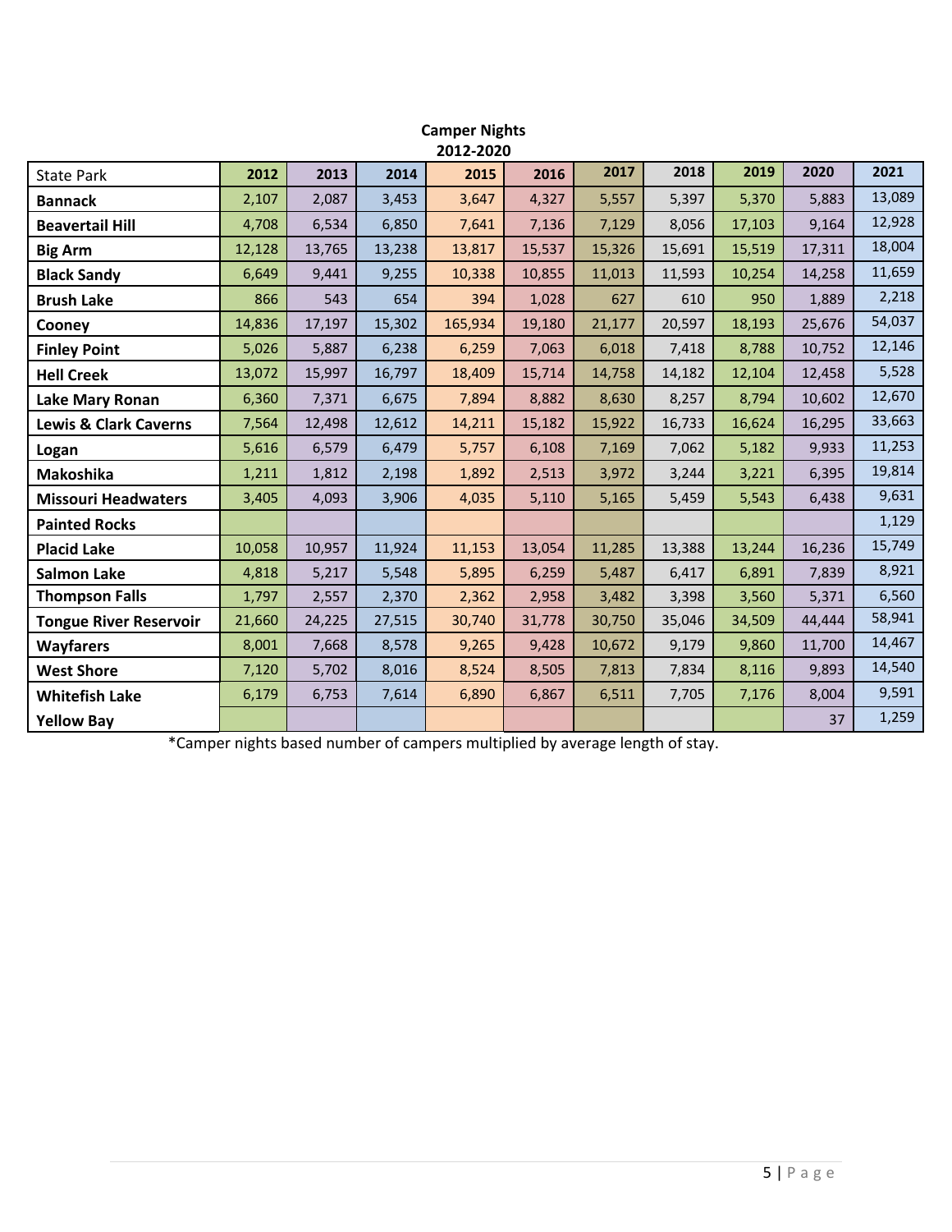**Camper Nights**
**2012-2020**

| State Park | 2012 | 2013 | 2014 | 2015 | 2016 | 2017 | 2018 | 2019 | 2020 | 2021 |
|---|---|---|---|---|---|---|---|---|---|---|
| **Bannack** | 2,107 | 2,087 | 3,453 | 3,647 | 4,327 | 5,557 | 5,397 | 5,370 | 5,883 | 13,089 |
| **Beavertail Hill** | 4,708 | 6,534 | 6,850 | 7,641 | 7,136 | 7,129 | 8,056 | 17,103 | 9,164 | 12,928 |
| **Big Arm** | 12,128 | 13,765 | 13,238 | 13,817 | 15,537 | 15,326 | 15,691 | 15,519 | 17,311 | 18,004 |
| **Black Sandy** | 6,649 | 9,441 | 9,255 | 10,338 | 10,855 | 11,013 | 11,593 | 10,254 | 14,258 | 11,659 |
| **Brush Lake** | 866 | 543 | 654 | 394 | 1,028 | 627 | 610 | 950 | 1,889 | 2,218 |
| **Cooney** | 14,836 | 17,197 | 15,302 | 165,934 | 19,180 | 21,177 | 20,597 | 18,193 | 25,676 | 54,037 |
| **Finley Point** | 5,026 | 5,887 | 6,238 | 6,259 | 7,063 | 6,018 | 7,418 | 8,788 | 10,752 | 12,146 |
| **Hell Creek** | 13,072 | 15,997 | 16,797 | 18,409 | 15,714 | 14,758 | 14,182 | 12,104 | 12,458 | 5,528 |
| **Lake Mary Ronan** | 6,360 | 7,371 | 6,675 | 7,894 | 8,882 | 8,630 | 8,257 | 8,794 | 10,602 | 12,670 |
| **Lewis & Clark Caverns** | 7,564 | 12,498 | 12,612 | 14,211 | 15,182 | 15,922 | 16,733 | 16,624 | 16,295 | 33,663 |
| **Logan** | 5,616 | 6,579 | 6,479 | 5,757 | 6,108 | 7,169 | 7,062 | 5,182 | 9,933 | 11,253 |
| **Makoshika** | 1,211 | 1,812 | 2,198 | 1,892 | 2,513 | 3,972 | 3,244 | 3,221 | 6,395 | 19,814 |
| **Missouri Headwaters** | 3,405 | 4,093 | 3,906 | 4,035 | 5,110 | 5,165 | 5,459 | 5,543 | 6,438 | 9,631 |
| **Painted Rocks** | | | | | | | | | | 1,129 |
| **Placid Lake** | 10,058 | 10,957 | 11,924 | 11,153 | 13,054 | 11,285 | 13,388 | 13,244 | 16,236 | 15,749 |
| **Salmon Lake** | 4,818 | 5,217 | 5,548 | 5,895 | 6,259 | 5,487 | 6,417 | 6,891 | 7,839 | 8,921 |
| **Thompson Falls** | 1,797 | 2,557 | 2,370 | 2,362 | 2,958 | 3,482 | 3,398 | 3,560 | 5,371 | 6,560 |
| **Tongue River Reservoir** | 21,660 | 24,225 | 27,515 | 30,740 | 31,778 | 30,750 | 35,046 | 34,509 | 44,444 | 58,941 |
| **Wayfarers** | 8,001 | 7,668 | 8,578 | 9,265 | 9,428 | 10,672 | 9,179 | 9,860 | 11,700 | 14,467 |
| **West Shore** | 7,120 | 5,702 | 8,016 | 8,524 | 8,505 | 7,813 | 7,834 | 8,116 | 9,893 | 14,540 |
| **Whitefish Lake** | 6,179 | 6,753 | 7,614 | 6,890 | 6,867 | 6,511 | 7,705 | 7,176 | 8,004 | 9,591 |
| **Yellow Bay** | | | | | | | | | 37 | 1,259 |

*Camper nights based number of campers multiplied by average length of stay.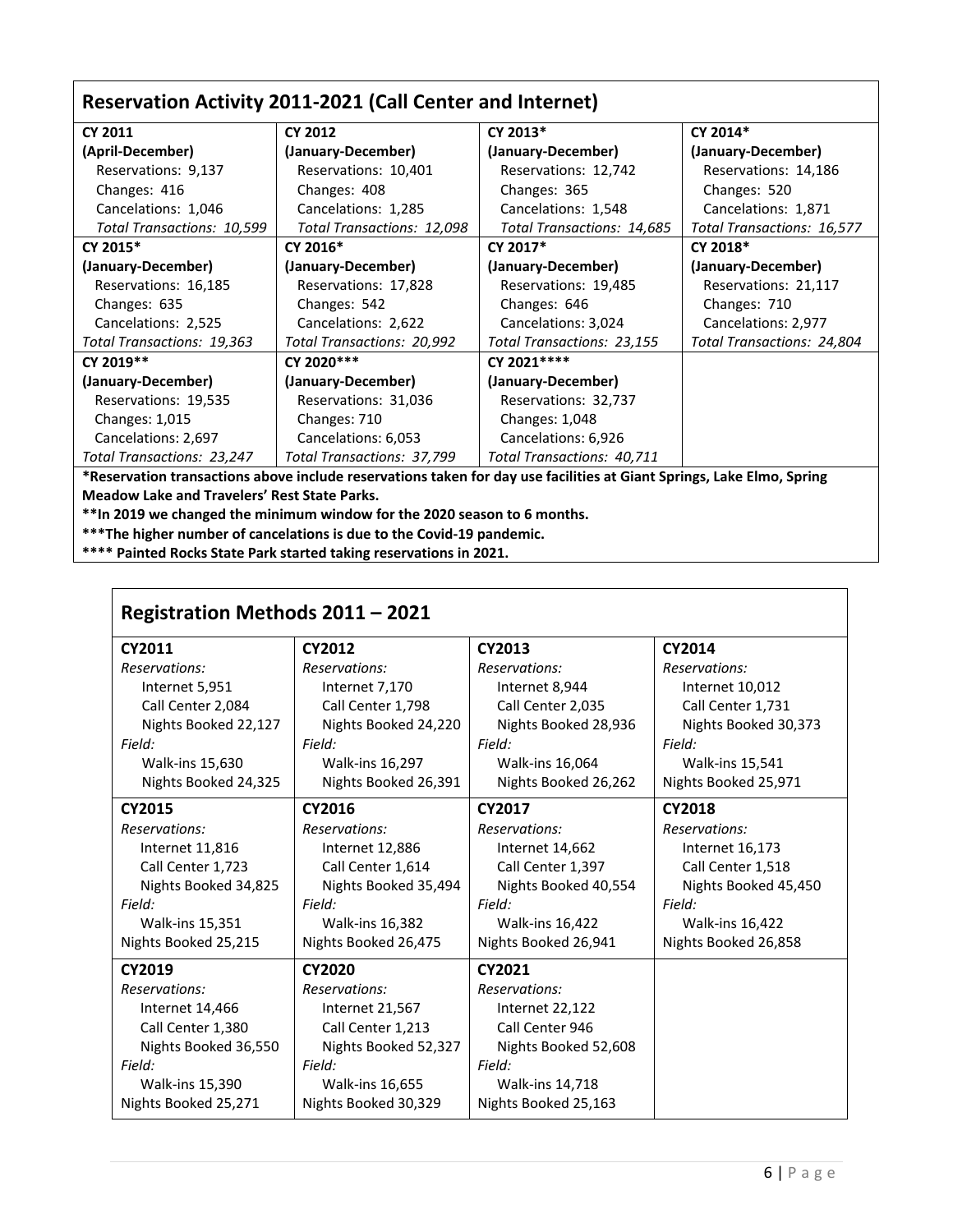## Reservation Activity 2011-2021 (Call Center and Internet)

| | | | |
|---|---|---|---|
| **CY 2011**<br>**(April-December)**<br>Reservations: 9,137<br>Changes: 416<br>Cancelations: 1,046<br>*Total Transactions: 10,599* | **CY 2012**<br>**(January-December)**<br>Reservations: 10,401<br>Changes: 408<br>Cancelations: 1,285<br>*Total Transactions: 12,098* | **CY 2013***<br>**(January-December)**<br>Reservations: 12,742<br>Changes: 365<br>Cancelations: 1,548<br>*Total Transactions: 14,685* | **CY 2014***<br>**(January-December)**<br>Reservations: 14,186<br>Changes: 520<br>Cancelations: 1,871<br>*Total Transactions: 16,577* |
| **CY 2015***<br>**(January-December)**<br>Reservations: 16,185<br>Changes: 635<br>Cancelations: 2,525<br>*Total Transactions: 19,363* | **CY 2016***<br>**(January-December)**<br>Reservations: 17,828<br>Changes: 542<br>Cancelations: 2,622<br>*Total Transactions: 20,992* | **CY 2017***<br>**(January-December)**<br>Reservations: 19,485<br>Changes: 646<br>Cancelations: 3,024<br>*Total Transactions: 23,155* | **CY 2018***<br>**(January-December)**<br>Reservations: 21,117<br>Changes: 710<br>Cancelations: 2,977<br>*Total Transactions: 24,804* |
| **CY 2019****<br>**(January-December)**<br>Reservations: 19,535<br>Changes: 1,015<br>Cancelations: 2,697<br>*Total Transactions: 23,247* | **CY 2020*****<br>**(January-December)**<br>Reservations: 31,036<br>Changes: 710<br>Cancelations: 6,053<br>*Total Transactions: 37,799* | **CY 2021******<br>**(January-December)**<br>Reservations: 32,737<br>Changes: 1,048<br>Cancelations: 6,926<br>*Total Transactions: 40,711* | |

**\*Reservation transactions above include reservations taken for day use facilities at Giant Springs, Lake Elmo, Spring Meadow Lake and Travelers' Rest State Parks.**

**\*\*In 2019 we changed the minimum window for the 2020 season to 6 months.**

**\*\*\*The higher number of cancelations is due to the Covid-19 pandemic.**

**\*\*\*\* Painted Rocks State Park started taking reservations in 2021.**

## Registration Methods 2011 – 2021

| | | | |
|---|---|---|---|
| **CY2011**<br>*Reservations:*<br>Internet 5,951<br>Call Center 2,084<br>Nights Booked 22,127<br>*Field:*<br>Walk-ins 15,630<br>Nights Booked 24,325 | **CY2012**<br>*Reservations:*<br>Internet 7,170<br>Call Center 1,798<br>Nights Booked 24,220<br>*Field:*<br>Walk-ins 16,297<br>Nights Booked 26,391 | **CY2013**<br>*Reservations:*<br>Internet 8,944<br>Call Center 2,035<br>Nights Booked 28,936<br>*Field:*<br>Walk-ins 16,064<br>Nights Booked 26,262 | **CY2014**<br>*Reservations:*<br>Internet 10,012<br>Call Center 1,731<br>Nights Booked 30,373<br>*Field:*<br>Walk-ins 15,541<br>Nights Booked 25,971 |
| **CY2015**<br>*Reservations:*<br>Internet 11,816<br>Call Center 1,723<br>Nights Booked 34,825<br>*Field:*<br>Walk-ins 15,351<br>Nights Booked 25,215 | **CY2016**<br>*Reservations:*<br>Internet 12,886<br>Call Center 1,614<br>Nights Booked 35,494<br>*Field:*<br>Walk-ins 16,382<br>Nights Booked 26,475 | **CY2017**<br>*Reservations:*<br>Internet 14,662<br>Call Center 1,397<br>Nights Booked 40,554<br>*Field:*<br>Walk-ins 16,422<br>Nights Booked 26,941 | **CY2018**<br>*Reservations:*<br>Internet 16,173<br>Call Center 1,518<br>Nights Booked 45,450<br>*Field:*<br>Walk-ins 16,422<br>Nights Booked 26,858 |
| **CY2019**<br>*Reservations:*<br>Internet 14,466<br>Call Center 1,380<br>Nights Booked 36,550<br>*Field:*<br>Walk-ins 15,390<br>Nights Booked 25,271 | **CY2020**<br>*Reservations:*<br>Internet 21,567<br>Call Center 1,213<br>Nights Booked 52,327<br>*Field:*<br>Walk-ins 16,655<br>Nights Booked 30,329 | **CY2021**<br>*Reservations:*<br>Internet 22,122<br>Call Center 946<br>Nights Booked 52,608<br>*Field:*<br>Walk-ins 14,718<br>Nights Booked 25,163 | |